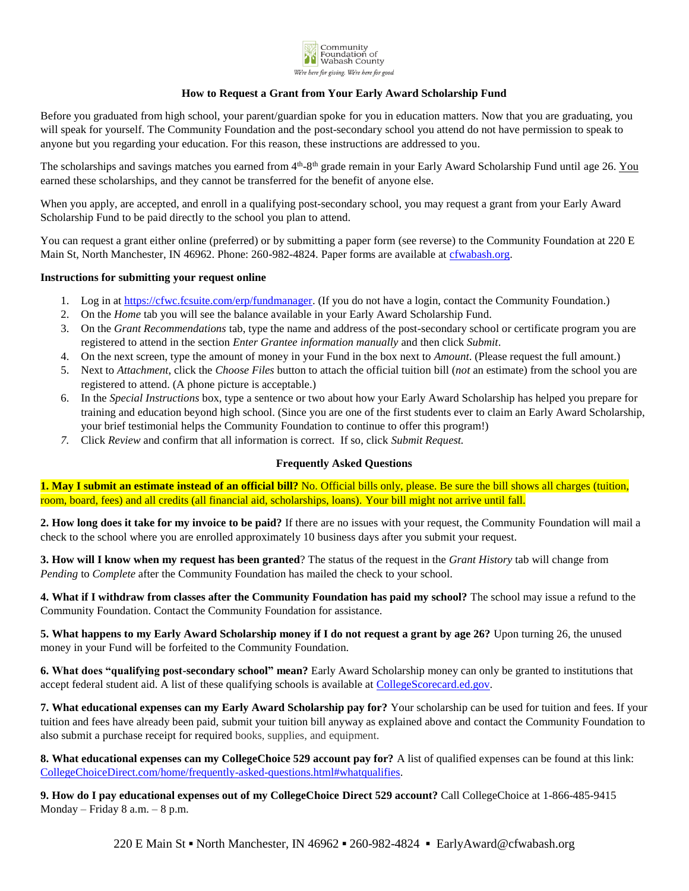Community Foundation of Wabash County

*We're here for giving. We're here for good*

**How to Request a Grant from Your Early Award Scholarship Fund**

Before you graduated from high school, your parent/guardian spoke for you in education matters. Now that you are graduating, you will speak for yourself. The Community Foundation and the post-secondary school you attend do not have permission to speak to anyone but you regarding your education. For this reason, these instructions are addressed to you.

The scholarships and savings matches you earned from 4th-8th grade remain in your Early Award Scholarship Fund until age 26. You earned these scholarships, and they cannot be transferred for the benefit of anyone else.

When you apply, are accepted, and enroll in a qualifying post-secondary school, you may request a grant from your Early Award Scholarship Fund to be paid directly to the school you plan to attend.

You can request a grant either online (preferred) or by submitting a paper form (see reverse) to the Community Foundation at 220 E Main St, North Manchester, IN 46962. Phone: 260-982-4824. Paper forms are available at cfwabash.org.

**Instructions for submitting your request online**

1. Log in at https://cfwc.fcsuite.com/erp/fundmanager. (If you do not have a login, contact the Community Foundation.)
2. On the *Home* tab you will see the balance available in your Early Award Scholarship Fund.
3. On the *Grant Recommendations* tab, type the name and address of the post-secondary school or certificate program you are registered to attend in the section *Enter Grantee information manually* and then click *Submit*.
4. On the next screen, type the amount of money in your Fund in the box next to *Amount*. (Please request the full amount.)
5. Next to *Attachment,* click the *Choose Files* button to attach the official tuition bill (*not* an estimate) from the school you are registered to attend. (A phone picture is acceptable.)
6. In the *Special Instructions* box, type a sentence or two about how your Early Award Scholarship has helped you prepare for training and education beyond high school. (Since you are one of the first students ever to claim an Early Award Scholarship, your brief testimonial helps the Community Foundation to continue to offer this program!)
7. Click *Review* and confirm that all information is correct. If so, click *Submit Request.*

**Frequently Asked Questions**

**1. May I submit an estimate instead of an official bill?** No. Official bills only, please. Be sure the bill shows all charges (tuition, room, board, fees) and all credits (all financial aid, scholarships, loans). Your bill might not arrive until fall.

**2. How long does it take for my invoice to be paid?** If there are no issues with your request, the Community Foundation will mail a check to the school where you are enrolled approximately 10 business days after you submit your request.

**3. How will I know when my request has been granted**? The status of the request in the *Grant History* tab will change from *Pending* to *Complete* after the Community Foundation has mailed the check to your school.

**4. What if I withdraw from classes after the Community Foundation has paid my school?** The school may issue a refund to the Community Foundation. Contact the Community Foundation for assistance.

**5. What happens to my Early Award Scholarship money if I do not request a grant by age 26?** Upon turning 26, the unused money in your Fund will be forfeited to the Community Foundation.

**6. What does "qualifying post-secondary school" mean?** Early Award Scholarship money can only be granted to institutions that accept federal student aid. A list of these qualifying schools is available at CollegeScorecard.ed.gov.

**7. What educational expenses can my Early Award Scholarship pay for?** Your scholarship can be used for tuition and fees. If your tuition and fees have already been paid, submit your tuition bill anyway as explained above and contact the Community Foundation to also submit a purchase receipt for required books, supplies, and equipment.

**8. What educational expenses can my CollegeChoice 529 account pay for?** A list of qualified expenses can be found at this link: CollegeChoiceDirect.com/home/frequently-asked-questions.html#whatqualifies.

**9. How do I pay educational expenses out of my CollegeChoice Direct 529 account?** Call CollegeChoice at 1-866-485-9415 Monday – Friday 8 a.m. – 8 p.m.

220 E Main St ▪ North Manchester, IN 46962 ▪ 260-982-4824 ▪ EarlyAward@cfwabash.org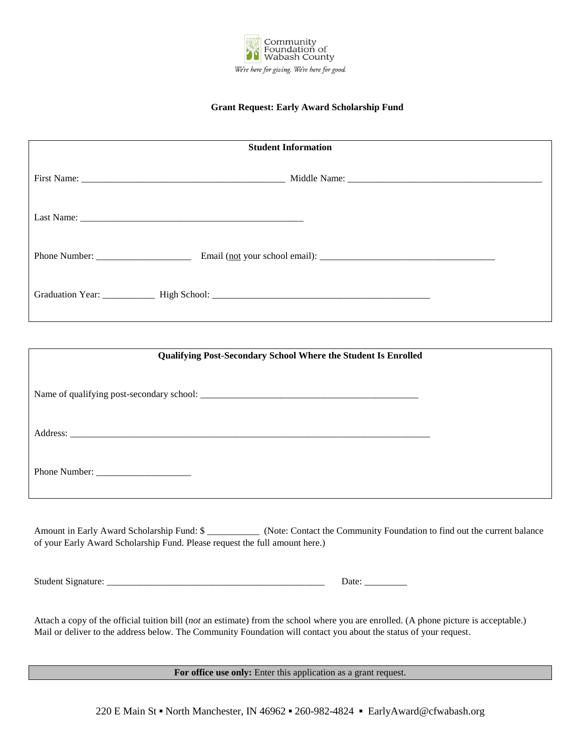Community Foundation of Wabash County

*We're here for giving. We're here for good.*

**Grant Request: Early Award Scholarship Fund**

**Student Information**

First Name: ___________________________________________ Middle Name: ___________________________________________

Last Name: ________________________________________________

Phone Number: ____________________ Email (not your school email): ______________________________________

Graduation Year: ___________ High School: _______________________________________________

**Qualifying Post-Secondary School Where the Student Is Enrolled**

Name of qualifying post-secondary school: _______________________________________________

Address: ________________________________________________________________________________

Phone Number: ____________________

Amount in Early Award Scholarship Fund: $ ___________ (Note: Contact the Community Foundation to find out the current balance of your Early Award Scholarship Fund. Please request the full amount here.)

Student Signature: _______________________________________________ Date: _________

Attach a copy of the official tuition bill (*not* an estimate) from the school where you are enrolled. (A phone picture is acceptable.) Mail or deliver to the address below. The Community Foundation will contact you about the status of your request.

**For office use only:** Enter this application as a grant request.

220 E Main St ▪ North Manchester, IN 46962 ▪ 260-982-4824 ▪ EarlyAward@cfwabash.org